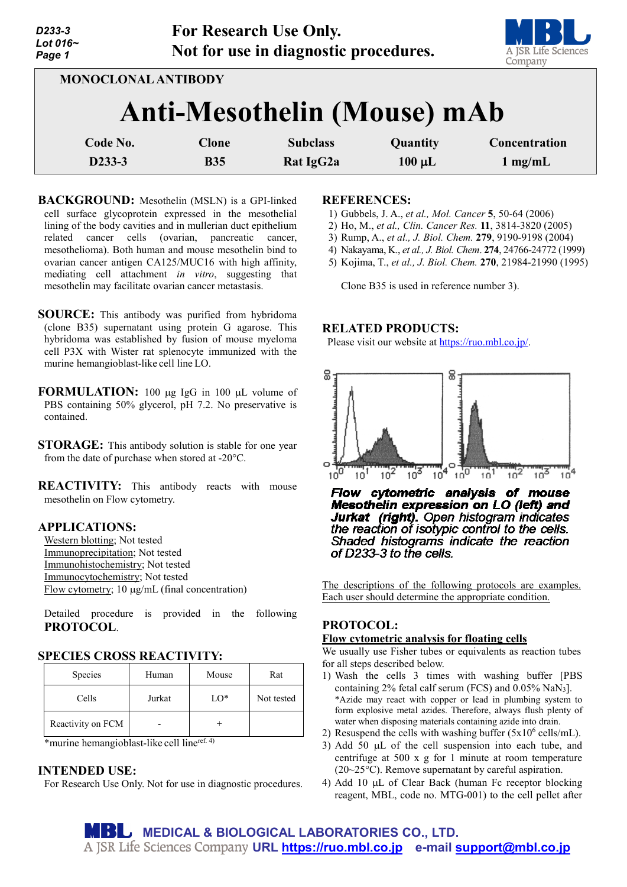For Research Use Only.
Not for use in diagnostic procedures.

MONOCLONAL ANTIBODY

# Anti-Mesothelin (Mouse) mAb

| Code No. | Clone | Subclass | Quantity | Concentration |
|---|---|---|---|---|
| D233-3 | B35 | Rat IgG2a | 100 µL | 1 mg/mL |

**BACKGROUND:** Mesothelin (MSLN) is a GPI-linked cell surface glycoprotein expressed in the mesothelial lining of the body cavities and in mullerian duct epithelium related cancer cells (ovarian, pancreatic cancer, mesothelioma). Both human and mouse mesothelin bind to ovarian cancer antigen CA125/MUC16 with high affinity, mediating cell attachment *in vitro*, suggesting that mesothelin may facilitate ovarian cancer metastasis.

**SOURCE:** This antibody was purified from hybridoma (clone B35) supernatant using protein G agarose. This hybridoma was established by fusion of mouse myeloma cell P3X with Wister rat splenocyte immunized with the murine hemangioblast-like cell line LO.

**FORMULATION:** 100 µg IgG in 100 µL volume of PBS containing 50% glycerol, pH 7.2. No preservative is contained.

**STORAGE:** This antibody solution is stable for one year from the date of purchase when stored at -20°C.

**REACTIVITY:** This antibody reacts with mouse mesothelin on Flow cytometry.

**APPLICATIONS:**

Western blotting; Not tested
Immunoprecipitation; Not tested
Immunohistochemistry; Not tested
Immunocytochemistry; Not tested
Flow cytometry; 10 µg/mL (final concentration)

Detailed procedure is provided in the following **PROTOCOL**.

**SPECIES CROSS REACTIVITY:**

| Species | Human | Mouse | Rat |
|---|---|---|---|
| Cells | Jurkat | LO* | Not tested |
| Reactivity on FCM | - | + | |

*murine hemangioblast-like cell line[ref. 4)]

**INTENDED USE:**

For Research Use Only. Not for use in diagnostic procedures.

**REFERENCES:**

1) Gubbels, J. A., *et al., Mol. Cancer* **5**, 50-64 (2006)
2) Ho, M., *et al., Clin. Cancer Res.* **11**, 3814-3820 (2005)
3) Rump, A., *et al., J. Biol. Chem.* **279**, 9190-9198 (2004)
4) Nakayama, K., *et al., J. Biol. Chem.* **274**, 24766-24772 (1999)
5) Kojima, T., *et al., J. Biol. Chem.* **270**, 21984-21990 (1995)

Clone B35 is used in reference number 3).

**RELATED PRODUCTS:**

Please visit our website at https://ruo.mbl.co.jp/.

*Flow cytometric analysis of mouse Mesothelin expression on LO (left) and Jurkat (right). Open histogram indicates the reaction of isotypic control to the cells. Shaded histograms indicate the reaction of D233-3 to the cells.*

The descriptions of the following protocols are examples. Each user should determine the appropriate condition.

**PROTOCOL:**

**Flow cytometric analysis for floating cells**

We usually use Fisher tubes or equivalents as reaction tubes for all steps described below.

1) Wash the cells 3 times with washing buffer [PBS containing 2% fetal calf serum (FCS) and 0.05% $NaN_3$].
   *Azide may react with copper or lead in plumbing system to form explosive metal azides. Therefore, always flush plenty of water when disposing materials containing azide into drain.
2) Resuspend the cells with washing buffer ($5 \times 10^6$ cells/mL).
3) Add 50 µL of the cell suspension into each tube, and centrifuge at 500 x g for 1 minute at room temperature (20~25°C). Remove supernatant by careful aspiration.
4) Add 10 µL of Clear Back (human Fc receptor blocking reagent, MBL, code no. MTG-001) to the cell pellet after

**MEDICAL & BIOLOGICAL LABORATORIES CO., LTD.**
A JSR Life Sciences Company URL https://ruo.mbl.co.jp e-mail support@mbl.co.jp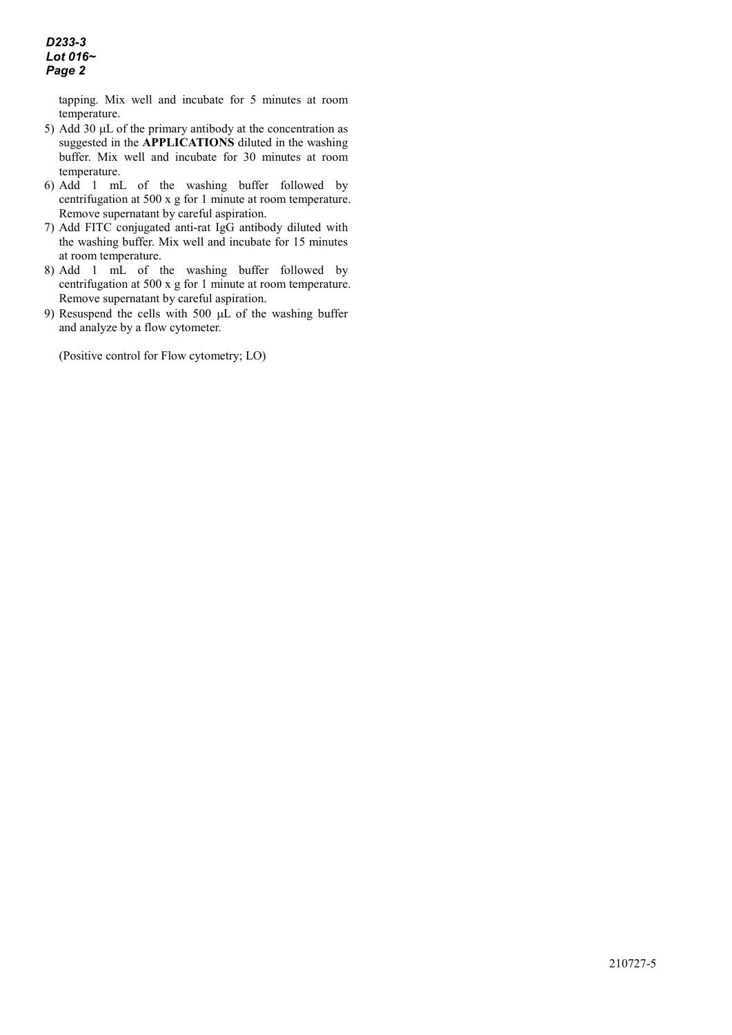tapping. Mix well and incubate for 5 minutes at room temperature.

5) Add 30 μL of the primary antibody at the concentration as suggested in the **APPLICATIONS** diluted in the washing buffer. Mix well and incubate for 30 minutes at room temperature.
6) Add 1 mL of the washing buffer followed by centrifugation at 500 x g for 1 minute at room temperature. Remove supernatant by careful aspiration.
7) Add FITC conjugated anti-rat IgG antibody diluted with the washing buffer. Mix well and incubate for 15 minutes at room temperature.
8) Add 1 mL of the washing buffer followed by centrifugation at 500 x g for 1 minute at room temperature. Remove supernatant by careful aspiration.
9) Resuspend the cells with 500 μL of the washing buffer and analyze by a flow cytometer.

(Positive control for Flow cytometry; LO)